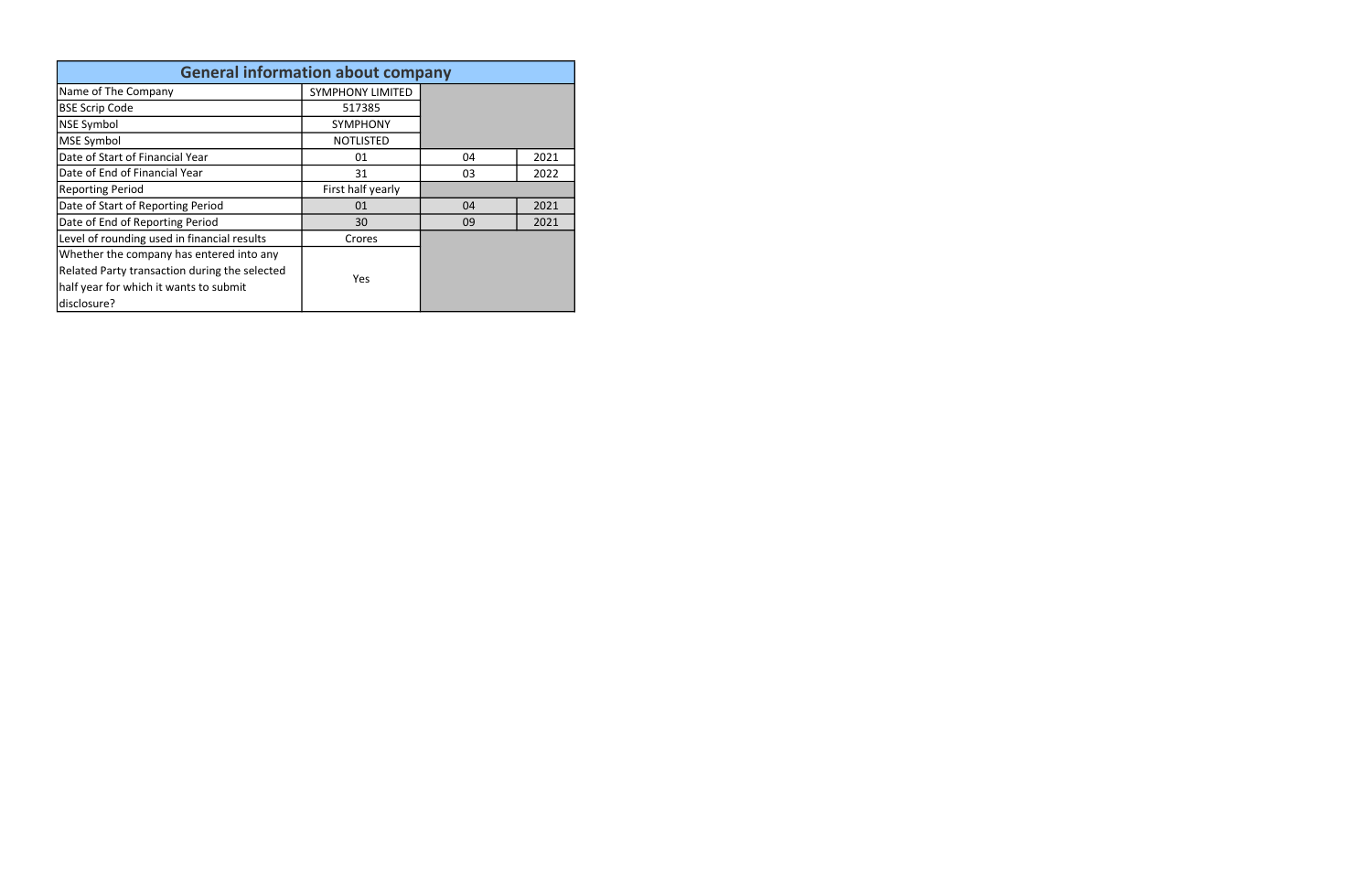| General information about company | | | |
|---|---|---|---|
| Name of The Company | SYMPHONY LIMITED | | |
| BSE Scrip Code | 517385 | | |
| NSE Symbol | SYMPHONY | | |
| MSE Symbol | NOTLISTED | | |
| Date of Start of Financial Year | 01 | 04 | 2021 |
| Date of End of Financial Year | 31 | 03 | 2022 |
| Reporting Period | First half yearly | | |
| Date of Start of Reporting Period | 01 | 04 | 2021 |
| Date of End of Reporting Period | 30 | 09 | 2021 |
| Level of rounding used in financial results | Crores | | |
| Whether the company has entered into any Related Party transaction during the selected half year for which it wants to submit disclosure? | Yes | | |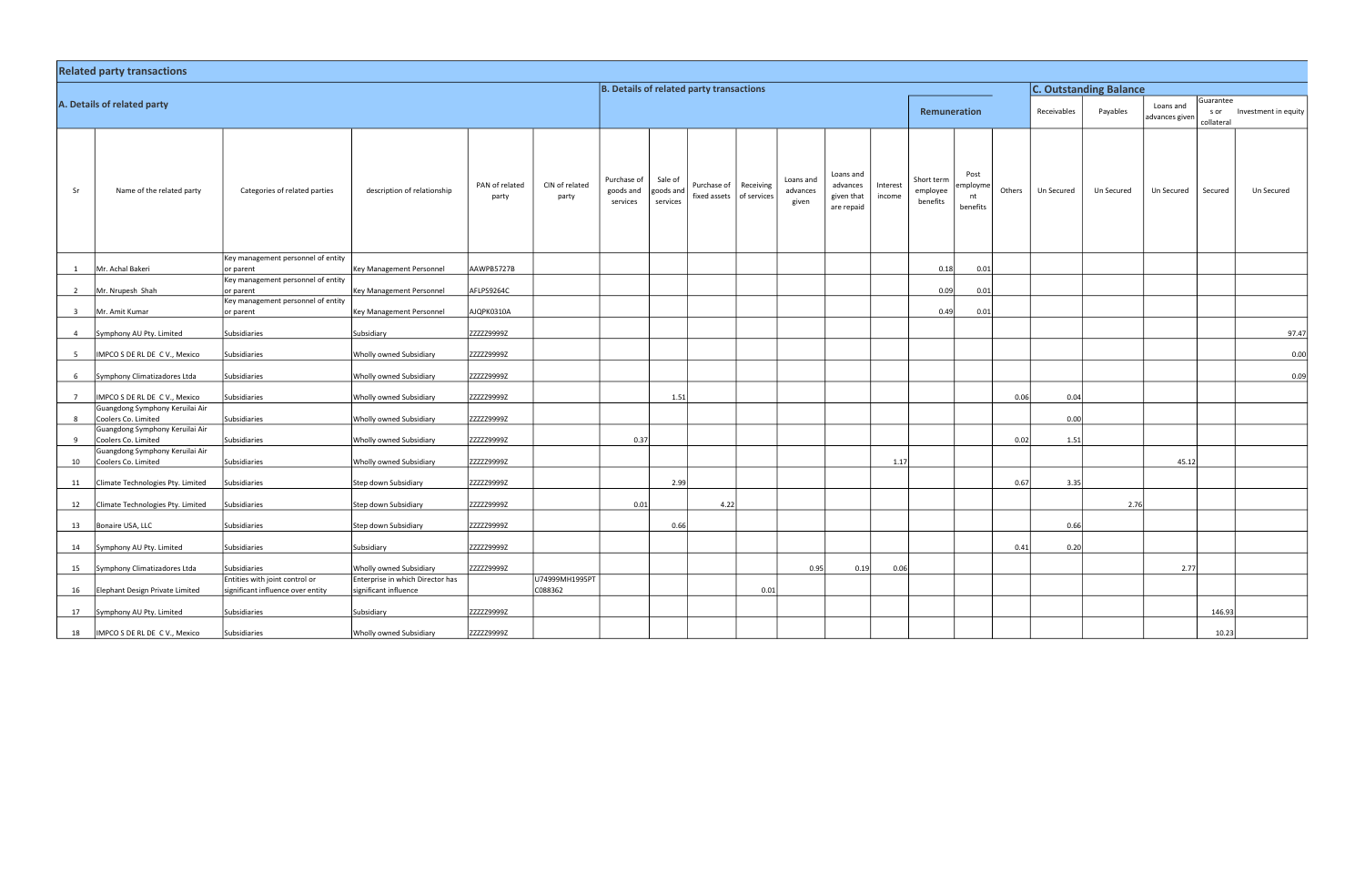## Related party transactions

| A. Details of related party | | | | | | B. Details of related party transactions | | | | | | | Remuneration | | | C. Outstanding Balance | | | | |
|---|---|---|---|---|---|---|---|---|---|---|---|---|---|---|---|---|---|---|---|---|
| | | | | | | | | | | | | | | | | Receivables | Payables | Loans and advances given | Guarantees or collateral | Investment in equity |
| Sr | Name of the related party | Categories of related parties | description of relationship | PAN of related party | CIN of related party | Purchase of goods and services | Sale of goods and services | Purchase of fixed assets | Receiving of services | Loans and advances given | Loans and advances given that are repaid | Interest income | Short term employee benefits | Post employment benefits | Others | Un Secured | Un Secured | Un Secured | Secured | Un Secured |
| 1 | Mr. Achal Bakeri | Key management personnel of entity or parent | Key Management Personnel | AAWPB5727B | | | | | | | | | 0.18 | 0.01 | | | | | | |
| 2 | Mr. Nrupesh Shah | Key management personnel of entity or parent | Key Management Personnel | AFLPS9264C | | | | | | | | | 0.09 | 0.01 | | | | | | |
| 3 | Mr. Amit Kumar | Key management personnel of entity or parent | Key Management Personnel | AJQPK0310A | | | | | | | | | 0.49 | 0.01 | | | | | | |
| 4 | Symphony AU Pty. Limited | Subsidiaries | Subsidiary | ZZZZZ9999Z | | | | | | | | | | | | | | | | 97.47 |
| 5 | IMPCO S DE RL DE C V., Mexico | Subsidiaries | Wholly owned Subsidiary | ZZZZZ9999Z | | | | | | | | | | | | | | | | 0.00 |
| 6 | Symphony Climatizadores Ltda | Subsidiaries | Wholly owned Subsidiary | ZZZZZ9999Z | | | | | | | | | | | | | | | | 0.09 |
| 7 | IMPCO S DE RL DE C V., Mexico | Subsidiaries | Wholly owned Subsidiary | ZZZZZ9999Z | | | 1.51 | | | | | | | | 0.06 | 0.04 | | | | |
| 8 | Guangdong Symphony Keruilai Air Coolers Co. Limited | Subsidiaries | Wholly owned Subsidiary | ZZZZZ9999Z | | | | | | | | | | | | 0.00 | | | | |
| 9 | Guangdong Symphony Keruilai Air Coolers Co. Limited | Subsidiaries | Wholly owned Subsidiary | ZZZZZ9999Z | | 0.37 | | | | | | | | | 0.02 | 1.51 | | | | |
| 10 | Guangdong Symphony Keruilai Air Coolers Co. Limited | Subsidiaries | Wholly owned Subsidiary | ZZZZZ9999Z | | | | | | | | 1.17 | | | | | | 45.12 | | |
| 11 | Climate Technologies Pty. Limited | Subsidiaries | Step down Subsidiary | ZZZZZ9999Z | | | 2.99 | | | | | | | | 0.67 | 3.35 | | | | |
| 12 | Climate Technologies Pty. Limited | Subsidiaries | Step down Subsidiary | ZZZZZ9999Z | | 0.01 | | 4.22 | | | | | | | | | 2.76 | | | |
| 13 | Bonaire USA, LLC | Subsidiaries | Step down Subsidiary | ZZZZZ9999Z | | | 0.66 | | | | | | | | | 0.66 | | | | |
| 14 | Symphony AU Pty. Limited | Subsidiaries | Subsidiary | ZZZZZ9999Z | | | | | | | | | | | 0.41 | 0.20 | | | | |
| 15 | Symphony Climatizadores Ltda | Subsidiaries | Wholly owned Subsidiary | ZZZZZ9999Z | | | | | | 0.95 | 0.19 | 0.06 | | | | | | 2.77 | | |
| 16 | Elephant Design Private Limited | Entities with joint control or significant influence over entity | Enterprise in which Director has significant influence | | U74999MH1995PTC088362 | | | | 0.01 | | | | | | | | | | | |
| 17 | Symphony AU Pty. Limited | Subsidiaries | Subsidiary | ZZZZZ9999Z | | | | | | | | | | | | | | | 146.93 | |
| 18 | IMPCO S DE RL DE C V., Mexico | Subsidiaries | Wholly owned Subsidiary | ZZZZZ9999Z | | | | | | | | | | | | | | | 10.23 | |